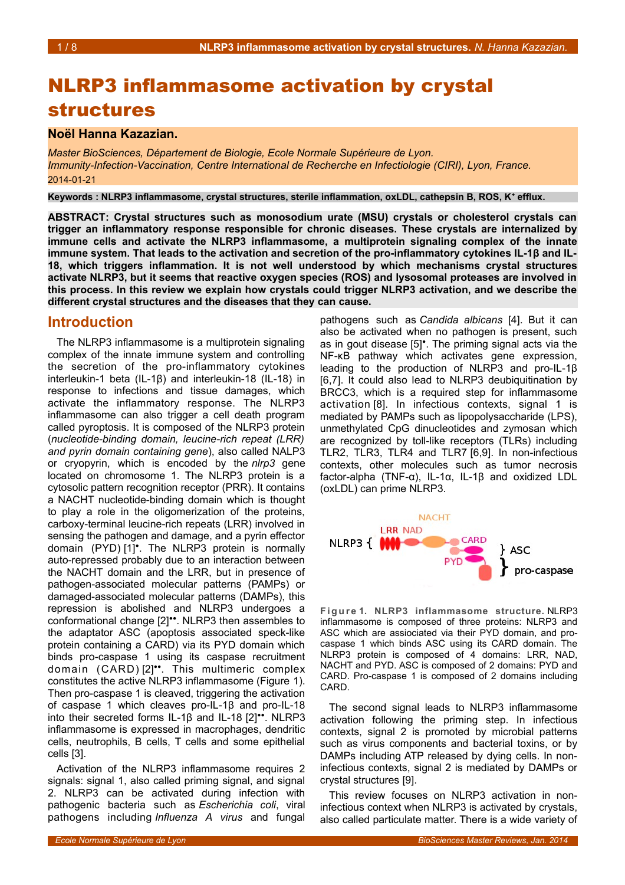# NLRP3 inflammasome activation by crystal structures

**Noël Hanna Kazazian.**

*Master BioSciences, Département de Biologie, Ecole Normale Supérieure de Lyon.*
*Immunity-Infection-Vaccination, Centre International de Recherche en Infectiologie (CIRI), Lyon, France.*
2014-01-21

**Keywords : NLRP3 inflammasome, crystal structures, sterile inflammation, oxLDL, cathepsin B, ROS, $K^+$ efflux.**

**ABSTRACT: Crystal structures such as monosodium urate (MSU) crystals or cholesterol crystals can trigger an inflammatory response responsible for chronic diseases. These crystals are internalized by immune cells and activate the NLRP3 inflammasome, a multiprotein signaling complex of the innate immune system. That leads to the activation and secretion of the pro-inflammatory cytokines IL-1β and IL-18, which triggers inflammation. It is not well understood by which mechanisms crystal structures activate NLRP3, but it seems that reactive oxygen species (ROS) and lysosomal proteases are involved in this process. In this review we explain how crystals could trigger NLRP3 activation, and we describe the different crystal structures and the diseases that they can cause.**

## Introduction

The NLRP3 inflammasome is a multiprotein signaling complex of the innate immune system and controlling the secretion of the pro-inflammatory cytokines interleukin-1 beta (IL-1β) and interleukin-18 (IL-18) in response to infections and tissue damages, which activate the inflammatory response. The NLRP3 inflammasome can also trigger a cell death program called pyroptosis. It is composed of the NLRP3 protein (*nucleotide-binding domain, leucine-rich repeat (LRR) and pyrin domain containing gene*), also called NALP3 or cryopyrin, which is encoded by the *nlrp3* gene located on chromosome 1. The NLRP3 protein is a cytosolic pattern recognition receptor (PRR). It contains a NACHT nucleotide-binding domain which is thought to play a role in the oligomerization of the proteins, carboxy-terminal leucine-rich repeats (LRR) involved in sensing the pathogen and damage, and a pyrin effector domain (PYD) [1]•. The NLRP3 protein is normally auto-repressed probably due to an interaction between the NACHT domain and the LRR, but in presence of pathogen-associated molecular patterns (PAMPs) or damaged-associated molecular patterns (DAMPs), this repression is abolished and NLRP3 undergoes a conformational change [2]••. NLRP3 then assembles to the adaptator ASC (apoptosis associated speck-like protein containing a CARD) via its PYD domain which binds pro-caspase 1 using its caspase recruitment domain (CARD) [2]••. This multimeric complex constitutes the active NLRP3 inflammasome (Figure 1). Then pro-caspase 1 is cleaved, triggering the activation of caspase 1 which cleaves pro-IL-1β and pro-IL-18 into their secreted forms IL-1β and IL-18 [2]••. NLRP3 inflammasome is expressed in macrophages, dendritic cells, neutrophils, B cells, T cells and some epithelial cells [3].

Activation of the NLRP3 inflammasome requires 2 signals: signal 1, also called priming signal, and signal 2. NLRP3 can be activated during infection with pathogenic bacteria such as *Escherichia coli*, viral pathogens including *Influenza A virus* and fungal pathogens such as *Candida albicans* [4]. But it can also be activated when no pathogen is present, such as in gout disease [5]•. The priming signal acts via the NF-κB pathway which activates gene expression, leading to the production of NLRP3 and pro-IL-1β [6,7]. It could also lead to NLRP3 deubiquitination by BRCC3, which is a required step for inflammasome activation [8]. In infectious contexts, signal 1 is mediated by PAMPs such as lipopolysaccharide (LPS), unmethylated CpG dinucleotides and zymosan which are recognized by toll-like receptors (TLRs) including TLR2, TLR3, TLR4 and TLR7 [6,9]. In non-infectious contexts, other molecules such as tumor necrosis factor-alpha (TNF-α), IL-1α, IL-1β and oxidized LDL (oxLDL) can prime NLRP3.

**Figure 1. NLRP3 inflammasome structure.** NLRP3 inflammasome is composed of three proteins: NLRP3 and ASC which are assiociated via their PYD domain, and pro-caspase 1 which binds ASC using its CARD domain. The NLRP3 protein is composed of 4 domains: LRR, NAD, NACHT and PYD. ASC is composed of 2 domains: PYD and CARD. Pro-caspase 1 is composed of 2 domains including CARD.

The second signal leads to NLRP3 inflammasome activation following the priming step. In infectious contexts, signal 2 is promoted by microbial patterns such as virus components and bacterial toxins, or by DAMPs including ATP released by dying cells. In non-infectious contexts, signal 2 is mediated by DAMPs or crystal structures [9].

This review focuses on NLRP3 activation in non-infectious context when NLRP3 is activated by crystals, also called particulate matter. There is a wide variety of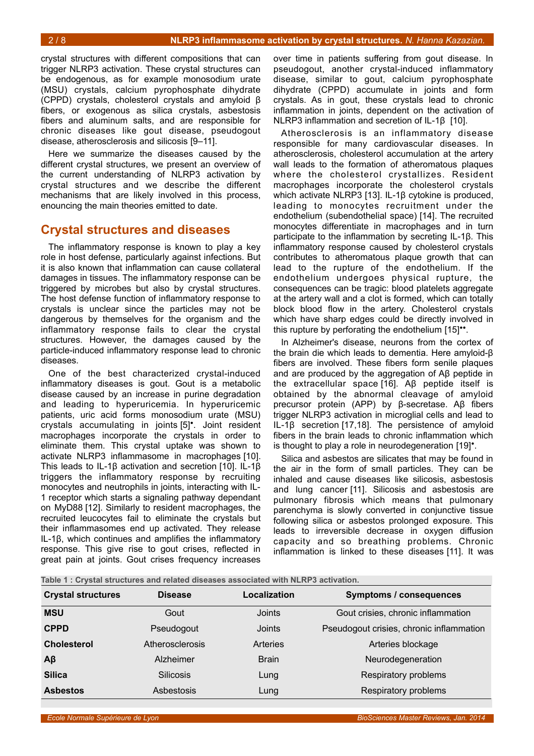crystal structures with different compositions that can trigger NLRP3 activation. These crystal structures can be endogenous, as for example monosodium urate (MSU) crystals, calcium pyrophosphate dihydrate (CPPD) crystals, cholesterol crystals and amyloid β fibers, or exogenous as silica crystals, asbestosis fibers and aluminum salts, and are responsible for chronic diseases like gout disease, pseudogout disease, atherosclerosis and silicosis [9–11].

Here we summarize the diseases caused by the different crystal structures, we present an overview of the current understanding of NLRP3 activation by crystal structures and we describe the different mechanisms that are likely involved in this process, enouncing the main theories emitted to date.

## Crystal structures and diseases

The inflammatory response is known to play a key role in host defense, particularly against infections. But it is also known that inflammation can cause collateral damages in tissues. The inflammatory response can be triggered by microbes but also by crystal structures. The host defense function of inflammatory response to crystals is unclear since the particles may not be dangerous by themselves for the organism and the inflammatory response fails to clear the crystal structures. However, the damages caused by the particle-induced inflammatory response lead to chronic diseases.

One of the best characterized crystal-induced inflammatory diseases is gout. Gout is a metabolic disease caused by an increase in purine degradation and leading to hyperuricemia. In hyperuricemic patients, uric acid forms monosodium urate (MSU) crystals accumulating in joints [5]•. Joint resident macrophages incorporate the crystals in order to eliminate them. This crystal uptake was shown to activate NLRP3 inflammasome in macrophages [10]. This leads to IL-1β activation and secretion [10]. IL-1β triggers the inflammatory response by recruiting monocytes and neutrophils in joints, interacting with IL-1 receptor which starts a signaling pathway dependant on MyD88 [12]. Similarly to resident macrophages, the recruited leucocytes fail to eliminate the crystals but their inflammasomes end up activated. They release IL-1β, which continues and amplifies the inflammatory response. This give rise to gout crises, reflected in great pain at joints. Gout crises frequency increases over time in patients suffering from gout disease. In pseudogout, another crystal-induced inflammatory disease, similar to gout, calcium pyrophosphate dihydrate (CPPD) accumulate in joints and form crystals. As in gout, these crystals lead to chronic inflammation in joints, dependent on the activation of NLRP3 inflammation and secretion of IL-1β [10].

Atherosclerosis is an inflammatory disease responsible for many cardiovascular diseases. In atherosclerosis, cholesterol accumulation at the artery wall leads to the formation of atheromatous plaques where the cholesterol crystallizes. Resident macrophages incorporate the cholesterol crystals which activate NLRP3 [13]. IL-1β cytokine is produced, leading to monocytes recruitment under the endothelium (subendothelial space) [14]. The recruited monocytes differentiate in macrophages and in turn participate to the inflammation by secreting IL-1β. This inflammatory response caused by cholesterol crystals contributes to atheromatous plaque growth that can lead to the rupture of the endothelium. If the endothelium undergoes physical rupture, the consequences can be tragic: blood platelets aggregate at the artery wall and a clot is formed, which can totally block blood flow in the artery. Cholesterol crystals which have sharp edges could be directly involved in this rupture by perforating the endothelium [15]••.

In Alzheimer's disease, neurons from the cortex of the brain die which leads to dementia. Here amyloid-β fibers are involved. These fibers form senile plaques and are produced by the aggregation of Aβ peptide in the extracellular space [16]. Aβ peptide itself is obtained by the abnormal cleavage of amyloid precursor protein (APP) by β-secretase. Aβ fibers trigger NLRP3 activation in microglial cells and lead to IL-1β secretion [17,18]. The persistence of amyloid fibers in the brain leads to chronic inflammation which is thought to play a role in neurodegeneration [19]•.

Silica and asbestos are silicates that may be found in the air in the form of small particles. They can be inhaled and cause diseases like silicosis, asbestosis and lung cancer [11]. Silicosis and asbestosis are pulmonary fibrosis which means that pulmonary parenchyma is slowly converted in conjunctive tissue following silica or asbestos prolonged exposure. This leads to irreversible decrease in oxygen diffusion capacity and so breathing problems. Chronic inflammation is linked to these diseases [11]. It was

**Table 1 : Crystal structures and related diseases associated with NLRP3 activation.**

| Crystal structures | Disease | Localization | Symptoms / consequences |
|---|---|---|---|
| **MSU** | Gout | Joints | Gout crisies, chronic inflammation |
| **CPPD** | Pseudogout | Joints | Pseudogout crisies, chronic inflammation |
| **Cholesterol** | Atherosclerosis | Arteries | Arteries blockage |
| **Aβ** | Alzheimer | Brain | Neurodegeneration |
| **Silica** | Silicosis | Lung | Respiratory problems |
| **Asbestos** | Asbestosis | Lung | Respiratory problems |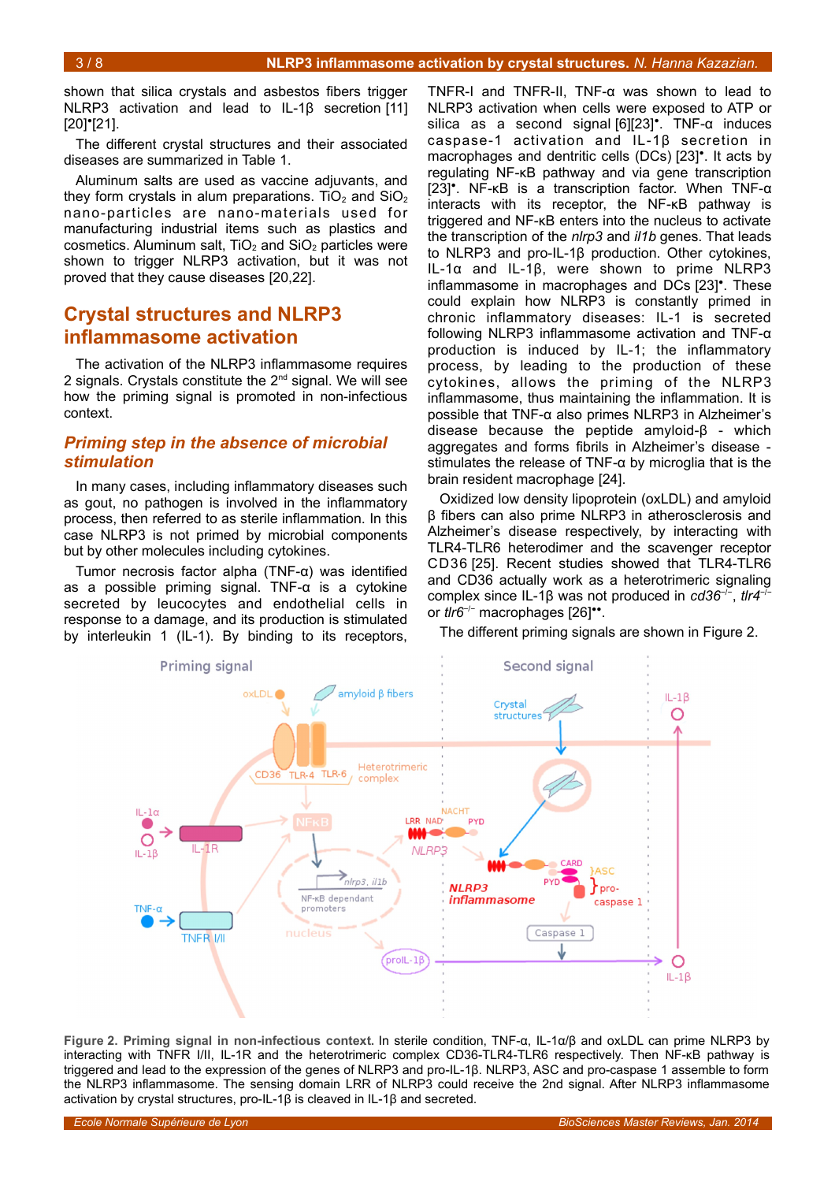shown that silica crystals and asbestos fibers trigger NLRP3 activation and lead to IL-1β secretion [11] [20]•[21].

The different crystal structures and their associated diseases are summarized in Table 1.

Aluminum salts are used as vaccine adjuvants, and they form crystals in alum preparations. $TiO_2$ and $SiO_2$ nano-particles are nano-materials used for manufacturing industrial items such as plastics and cosmetics. Aluminum salt, $TiO_2$ and $SiO_2$ particles were shown to trigger NLRP3 activation, but it was not proved that they cause diseases [20,22].

## Crystal structures and NLRP3 inflammasome activation

The activation of the NLRP3 inflammasome requires 2 signals. Crystals constitute the 2nd signal. We will see how the priming signal is promoted in non-infectious context.

### *Priming step in the absence of microbial stimulation*

In many cases, including inflammatory diseases such as gout, no pathogen is involved in the inflammatory process, then referred to as sterile inflammation. In this case NLRP3 is not primed by microbial components but by other molecules including cytokines.

Tumor necrosis factor alpha (TNF-α) was identified as a possible priming signal. TNF-α is a cytokine secreted by leucocytes and endothelial cells in response to a damage, and its production is stimulated by interleukin 1 (IL-1). By binding to its receptors, TNFR-I and TNFR-II, TNF-α was shown to lead to NLRP3 activation when cells were exposed to ATP or silica as a second signal [6][23]•. TNF-α induces caspase-1 activation and IL-1β secretion in macrophages and dentritic cells (DCs) [23]•. It acts by regulating NF-κB pathway and via gene transcription [23]•. NF-κB is a transcription factor. When TNF-α interacts with its receptor, the NF-κB pathway is triggered and NF-κB enters into the nucleus to activate the transcription of the *nlrp3* and *il1b* genes. That leads to NLRP3 and pro-IL-1β production. Other cytokines, IL-1α and IL-1β, were shown to prime NLRP3 inflammasome in macrophages and DCs [23]•. These could explain how NLRP3 is constantly primed in chronic inflammatory diseases: IL-1 is secreted following NLRP3 inflammasome activation and TNF-α production is induced by IL-1; the inflammatory process, by leading to the production of these cytokines, allows the priming of the NLRP3 inflammasome, thus maintaining the inflammation. It is possible that TNF-α also primes NLRP3 in Alzheimer's disease because the peptide amyloid-β - which aggregates and forms fibrils in Alzheimer's disease - stimulates the release of TNF-α by microglia that is the brain resident macrophage [24].

Oxidized low density lipoprotein (oxLDL) and amyloid β fibers can also prime NLRP3 in atherosclerosis and Alzheimer's disease respectively, by interacting with TLR4-TLR6 heterodimer and the scavenger receptor CD36 [25]. Recent studies showed that TLR4-TLR6 and CD36 actually work as a heterotrimeric signaling complex since IL-1β was not produced in *cd36*$^{-/-}$, *tlr4*$^{-/-}$ or *tlr6*$^{-/-}$ macrophages [26]••.

The different priming signals are shown in Figure 2.

**Figure 2. Priming signal in non-infectious context.** In sterile condition, TNF-α, IL-1α/β and oxLDL can prime NLRP3 by interacting with TNFR I/II, IL-1R and the heterotrimeric complex CD36-TLR4-TLR6 respectively. Then NF-κB pathway is triggered and lead to the expression of the genes of NLRP3 and pro-IL-1β. NLRP3, ASC and pro-caspase 1 assemble to form the NLRP3 inflammasome. The sensing domain LRR of NLRP3 could receive the 2nd signal. After NLRP3 inflammasome activation by crystal structures, pro-IL-1β is cleaved in IL-1β and secreted.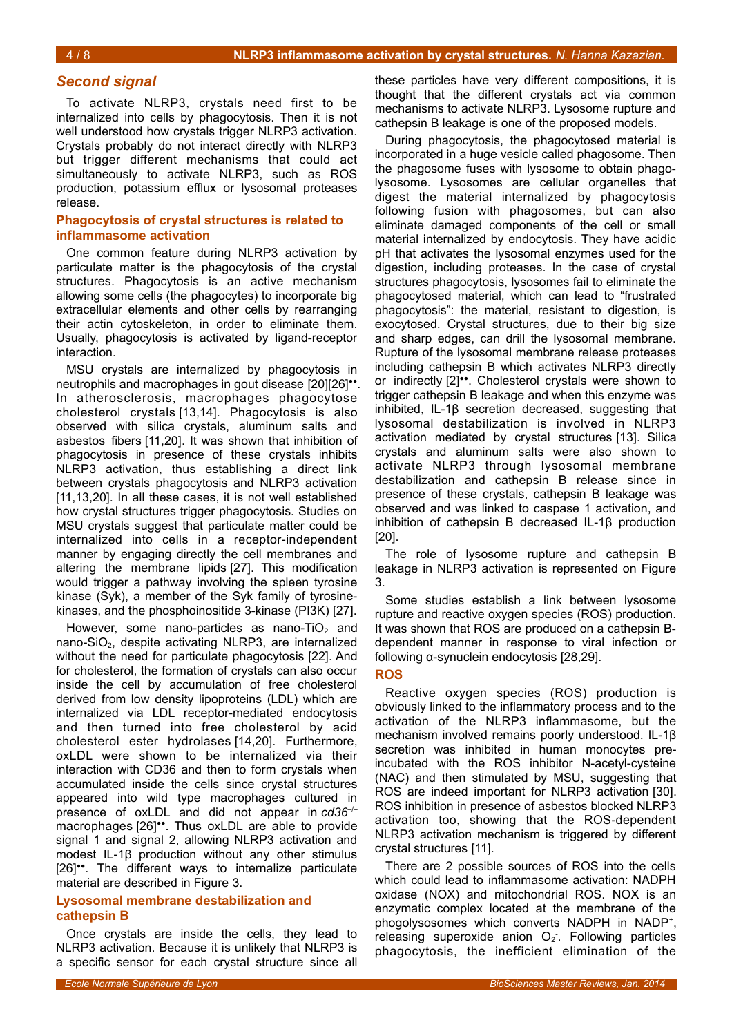## Second signal

To activate NLRP3, crystals need first to be internalized into cells by phagocytosis. Then it is not well understood how crystals trigger NLRP3 activation. Crystals probably do not interact directly with NLRP3 but trigger different mechanisms that could act simultaneously to activate NLRP3, such as ROS production, potassium efflux or lysosomal proteases release.

### Phagocytosis of crystal structures is related to inflammasome activation

One common feature during NLRP3 activation by particulate matter is the phagocytosis of the crystal structures. Phagocytosis is an active mechanism allowing some cells (the phagocytes) to incorporate big extracellular elements and other cells by rearranging their actin cytoskeleton, in order to eliminate them. Usually, phagocytosis is activated by ligand-receptor interaction.

MSU crystals are internalized by phagocytosis in neutrophils and macrophages in gout disease [20][26]••. In atherosclerosis, macrophages phagocytose cholesterol crystals [13,14]. Phagocytosis is also observed with silica crystals, aluminum salts and asbestos fibers [11,20]. It was shown that inhibition of phagocytosis in presence of these crystals inhibits NLRP3 activation, thus establishing a direct link between crystals phagocytosis and NLRP3 activation [11,13,20]. In all these cases, it is not well established how crystal structures trigger phagocytosis. Studies on MSU crystals suggest that particulate matter could be internalized into cells in a receptor-independent manner by engaging directly the cell membranes and altering the membrane lipids [27]. This modification would trigger a pathway involving the spleen tyrosine kinase (Syk), a member of the Syk family of tyrosine-kinases, and the phosphoinositide 3-kinase (PI3K) [27].

However, some nano-particles as nano-$TiO_2$ and nano-$SiO_2$, despite activating NLRP3, are internalized without the need for particulate phagocytosis [22]. And for cholesterol, the formation of crystals can also occur inside the cell by accumulation of free cholesterol derived from low density lipoproteins (LDL) which are internalized via LDL receptor-mediated endocytosis and then turned into free cholesterol by acid cholesterol ester hydrolases [14,20]. Furthermore, oxLDL were shown to be internalized via their interaction with CD36 and then to form crystals when accumulated inside the cells since crystal structures appeared into wild type macrophages cultured in presence of oxLDL and did not appear in *cd36*$^{-/-}$ macrophages [26]••. Thus oxLDL are able to provide signal 1 and signal 2, allowing NLRP3 activation and modest IL-1β production without any other stimulus [26]••. The different ways to internalize particulate material are described in Figure 3.

### Lysosomal membrane destabilization and cathepsin B

Once crystals are inside the cells, they lead to NLRP3 activation. Because it is unlikely that NLRP3 is a specific sensor for each crystal structure since all these particles have very different compositions, it is thought that the different crystals act via common mechanisms to activate NLRP3. Lysosome rupture and cathepsin B leakage is one of the proposed models.

During phagocytosis, the phagocytosed material is incorporated in a huge vesicle called phagosome. Then the phagosome fuses with lysosome to obtain phagolysosome. Lysosomes are cellular organelles that digest the material internalized by phagocytosis following fusion with phagosomes, but can also eliminate damaged components of the cell or small material internalized by endocytosis. They have acidic pH that activates the lysosomal enzymes used for the digestion, including proteases. In the case of crystal structures phagocytosis, lysosomes fail to eliminate the phagocytosed material, which can lead to "frustrated phagocytosis": the material, resistant to digestion, is exocytosed. Crystal structures, due to their big size and sharp edges, can drill the lysosomal membrane. Rupture of the lysosomal membrane release proteases including cathepsin B which activates NLRP3 directly or indirectly [2]••. Cholesterol crystals were shown to trigger cathepsin B leakage and when this enzyme was inhibited, IL-1β secretion decreased, suggesting that lysosomal destabilization is involved in NLRP3 activation mediated by crystal structures [13]. Silica crystals and aluminum salts were also shown to activate NLRP3 through lysosomal membrane destabilization and cathepsin B release since in presence of these crystals, cathepsin B leakage was observed and was linked to caspase 1 activation, and inhibition of cathepsin B decreased IL-1β production [20].

The role of lysosome rupture and cathepsin B leakage in NLRP3 activation is represented on Figure 3.

Some studies establish a link between lysosome rupture and reactive oxygen species (ROS) production. It was shown that ROS are produced on a cathepsin B-dependent manner in response to viral infection or following α-synuclein endocytosis [28,29].

### ROS

Reactive oxygen species (ROS) production is obviously linked to the inflammatory process and to the activation of the NLRP3 inflammasome, but the mechanism involved remains poorly understood. IL-1β secretion was inhibited in human monocytes pre-incubated with the ROS inhibitor N-acetyl-cysteine (NAC) and then stimulated by MSU, suggesting that ROS are indeed important for NLRP3 activation [30]. ROS inhibition in presence of asbestos blocked NLRP3 activation too, showing that the ROS-dependent NLRP3 activation mechanism is triggered by different crystal structures [11].

There are 2 possible sources of ROS into the cells which could lead to inflammasome activation: NADPH oxidase (NOX) and mitochondrial ROS. NOX is an enzymatic complex located at the membrane of the phogolysosomes which converts NADPH in $NADP^+$, releasing superoxide anion $O_2^-$. Following particles phagocytosis, the inefficient elimination of the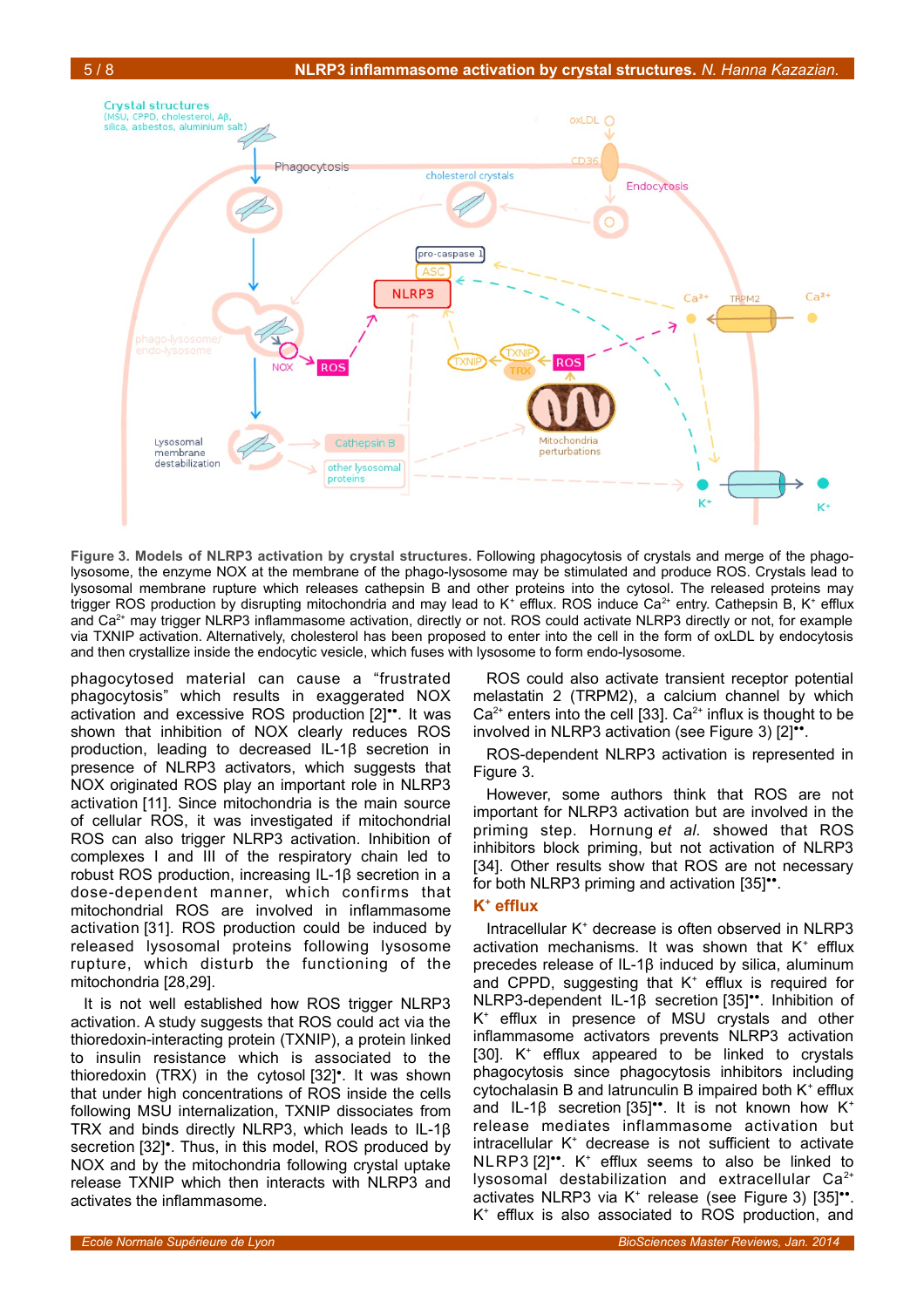**Figure 3. Models of NLRP3 activation by crystal structures.** Following phagocytosis of crystals and merge of the phago-lysosome, the enzyme NOX at the membrane of the phago-lysosome may be stimulated and produce ROS. Crystals lead to lysosomal membrane rupture which releases cathepsin B and other proteins into the cytosol. The released proteins may trigger ROS production by disrupting mitochondria and may lead to $K^+$ efflux. ROS induce $Ca^{2+}$ entry. Cathepsin B, $K^+$ efflux and $Ca^{2+}$ may trigger NLRP3 inflammasome activation, directly or not. ROS could activate NLRP3 directly or not, for example via TXNIP activation. Alternatively, cholesterol has been proposed to enter into the cell in the form of oxLDL by endocytosis and then crystallize inside the endocytic vesicle, which fuses with lysosome to form endo-lysosome.

phagocytosed material can cause a "frustrated phagocytosis" which results in exaggerated NOX activation and excessive ROS production [2]••. It was shown that inhibition of NOX clearly reduces ROS production, leading to decreased IL-1β secretion in presence of NLRP3 activators, which suggests that NOX originated ROS play an important role in NLRP3 activation [11]. Since mitochondria is the main source of cellular ROS, it was investigated if mitochondrial ROS can also trigger NLRP3 activation. Inhibition of complexes I and III of the respiratory chain led to robust ROS production, increasing IL-1β secretion in a dose-dependent manner, which confirms that mitochondrial ROS are involved in inflammasome activation [31]. ROS production could be induced by released lysosomal proteins following lysosome rupture, which disturb the functioning of the mitochondria [28,29].

It is not well established how ROS trigger NLRP3 activation. A study suggests that ROS could act via the thioredoxin-interacting protein (TXNIP), a protein linked to insulin resistance which is associated to the thioredoxin (TRX) in the cytosol [32]•. It was shown that under high concentrations of ROS inside the cells following MSU internalization, TXNIP dissociates from TRX and binds directly NLRP3, which leads to IL-1β secretion [32]•. Thus, in this model, ROS produced by NOX and by the mitochondria following crystal uptake release TXNIP which then interacts with NLRP3 and activates the inflammasome.

ROS could also activate transient receptor potential melastatin 2 (TRPM2), a calcium channel by which $Ca^{2+}$ enters into the cell [33]. $Ca^{2+}$ influx is thought to be involved in NLRP3 activation (see Figure 3) [2]••.

ROS-dependent NLRP3 activation is represented in Figure 3.

However, some authors think that ROS are not important for NLRP3 activation but are involved in the priming step. Hornung *et al.* showed that ROS inhibitors block priming, but not activation of NLRP3 [34]. Other results show that ROS are not necessary for both NLRP3 priming and activation [35]••.

## $K^+$ efflux

Intracellular $K^+$ decrease is often observed in NLRP3 activation mechanisms. It was shown that $K^+$ efflux precedes release of IL-1β induced by silica, aluminum and CPPD, suggesting that $K^+$ efflux is required for NLRP3-dependent IL-1β secretion [35]••. Inhibition of $K^+$ efflux in presence of MSU crystals and other inflammasome activators prevents NLRP3 activation [30]. $K^+$ efflux appeared to be linked to crystals phagocytosis since phagocytosis inhibitors including cytochalasin B and latrunculin B impaired both $K^+$ efflux and IL-1β secretion [35]••. It is not known how $K^+$ release mediates inflammasome activation but intracellular $K^+$ decrease is not sufficient to activate NLRP3 [2]••. $K^+$ efflux seems to also be linked to lysosomal destabilization and extracellular $Ca^{2+}$ activates NLRP3 via $K^+$ release (see Figure 3) [35]••. $K^+$ efflux is also associated to ROS production, and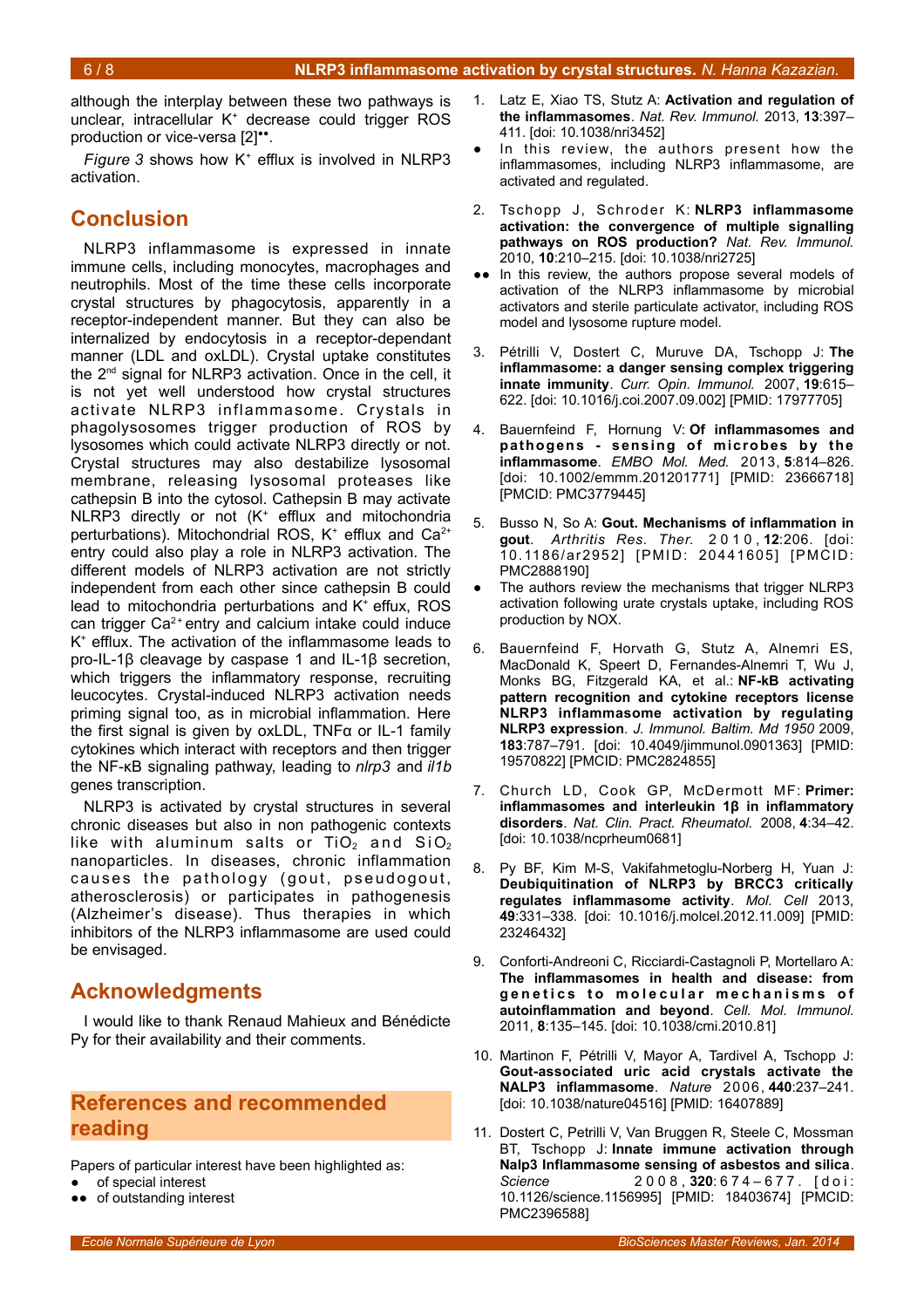although the interplay between these two pathways is unclear, intracellular $K^+$ decrease could trigger ROS production or vice-versa [2]••.

*Figure 3* shows how $K^+$ efflux is involved in NLRP3 activation.

## Conclusion

NLRP3 inflammasome is expressed in innate immune cells, including monocytes, macrophages and neutrophils. Most of the time these cells incorporate crystal structures by phagocytosis, apparently in a receptor-independent manner. But they can also be internalized by endocytosis in a receptor-dependant manner (LDL and oxLDL). Crystal uptake constitutes the 2nd signal for NLRP3 activation. Once in the cell, it is not yet well understood how crystal structures activate NLRP3 inflammasome. Crystals in phagolysosomes trigger production of ROS by lysosomes which could activate NLRP3 directly or not. Crystal structures may also destabilize lysosomal membrane, releasing lysosomal proteases like cathepsin B into the cytosol. Cathepsin B may activate NLRP3 directly or not ($K^+$ efflux and mitochondria perturbations). Mitochondrial ROS, $K^+$ efflux and $Ca^{2+}$ entry could also play a role in NLRP3 activation. The different models of NLRP3 activation are not strictly independent from each other since cathepsin B could lead to mitochondria perturbations and $K^+$ efflux, ROS can trigger $Ca^{2+}$ entry and calcium intake could induce $K^+$ efflux. The activation of the inflammasome leads to pro-IL-1β cleavage by caspase 1 and IL-1β secretion, which triggers the inflammatory response, recruiting leucocytes. Crystal-induced NLRP3 activation needs priming signal too, as in microbial inflammation. Here the first signal is given by oxLDL, TNFα or IL-1 family cytokines which interact with receptors and then trigger the NF-κB signaling pathway, leading to *nlrp3* and *il1b* genes transcription.

NLRP3 is activated by crystal structures in several chronic diseases but also in non pathogenic contexts like with aluminum salts or $TiO_2$ and $SiO_2$ nanoparticles. In diseases, chronic inflammation causes the pathology (gout, pseudogout, atherosclerosis) or participates in pathogenesis (Alzheimer's disease). Thus therapies in which inhibitors of the NLRP3 inflammasome are used could be envisaged.

## Acknowledgments

I would like to thank Renaud Mahieux and Bénédicte Py for their availability and their comments.

## References and recommended reading

Papers of particular interest have been highlighted as:

- • of special interest
- •• of outstanding interest

1. Latz E, Xiao TS, Stutz A: **Activation and regulation of the inflammasomes**. *Nat. Rev. Immunol.* 2013, **13**:397–411. [doi: 10.1038/nri3452]
   - • In this review, the authors present how the inflammasomes, including NLRP3 inflammasome, are activated and regulated.
2. Tschopp J, Schroder K: **NLRP3 inflammasome activation: the convergence of multiple signalling pathways on ROS production?** *Nat. Rev. Immunol.* 2010, **10**:210–215. [doi: 10.1038/nri2725]
   - •• In this review, the authors propose several models of activation of the NLRP3 inflammasome by microbial activators and sterile particulate activator, including ROS model and lysosome rupture model.
3. Pétrilli V, Dostert C, Muruve DA, Tschopp J: **The inflammasome: a danger sensing complex triggering innate immunity**. *Curr. Opin. Immunol.* 2007, **19**:615–622. [doi: 10.1016/j.coi.2007.09.002] [PMID: 17977705]
4. Bauernfeind F, Hornung V: **Of inflammasomes and pathogens - sensing of microbes by the inflammasome**. *EMBO Mol. Med.* 2013, **5**:814–826. [doi: 10.1002/emmm.201201771] [PMID: 23666718] [PMCID: PMC3779445]
5. Busso N, So A: **Gout. Mechanisms of inflammation in gout**. *Arthritis Res. Ther.* 2010, **12**:206. [doi: 10.1186/ar2952] [PMID: 20441605] [PMCID: PMC2888190]
   - • The authors review the mechanisms that trigger NLRP3 activation following urate crystals uptake, including ROS production by NOX.
6. Bauernfeind F, Horvath G, Stutz A, Alnemri ES, MacDonald K, Speert D, Fernandes-Alnemri T, Wu J, Monks BG, Fitzgerald KA, et al.: **NF-kB activating pattern recognition and cytokine receptors license NLRP3 inflammasome activation by regulating NLRP3 expression**. *J. Immunol. Baltim. Md 1950* 2009, **183**:787–791. [doi: 10.4049/jimmunol.0901363] [PMID: 19570822] [PMCID: PMC2824855]
7. Church LD, Cook GP, McDermott MF: **Primer: inflammasomes and interleukin 1β in inflammatory disorders**. *Nat. Clin. Pract. Rheumatol.* 2008, **4**:34–42. [doi: 10.1038/ncprheum0681]
8. Py BF, Kim M-S, Vakifahmetoglu-Norberg H, Yuan J: **Deubiquitination of NLRP3 by BRCC3 critically regulates inflammasome activity**. *Mol. Cell* 2013, **49**:331–338. [doi: 10.1016/j.molcel.2012.11.009] [PMID: 23246432]
9. Conforti-Andreoni C, Ricciardi-Castagnoli P, Mortellaro A: **The inflammasomes in health and disease: from genetics to molecular mechanisms of autoinflammation and beyond**. *Cell. Mol. Immunol.* 2011, **8**:135–145. [doi: 10.1038/cmi.2010.81]
10. Martinon F, Pétrilli V, Mayor A, Tardivel A, Tschopp J: **Gout-associated uric acid crystals activate the NALP3 inflammasome**. *Nature* 2006, **440**:237–241. [doi: 10.1038/nature04516] [PMID: 16407889]
11. Dostert C, Petrilli V, Van Bruggen R, Steele C, Mossman BT, Tschopp J: **Innate immune activation through Nalp3 Inflammasome sensing of asbestos and silica**. *Science* 2008, **320**:674–677. [doi: 10.1126/science.1156995] [PMID: 18403674] [PMCID: PMC2396588]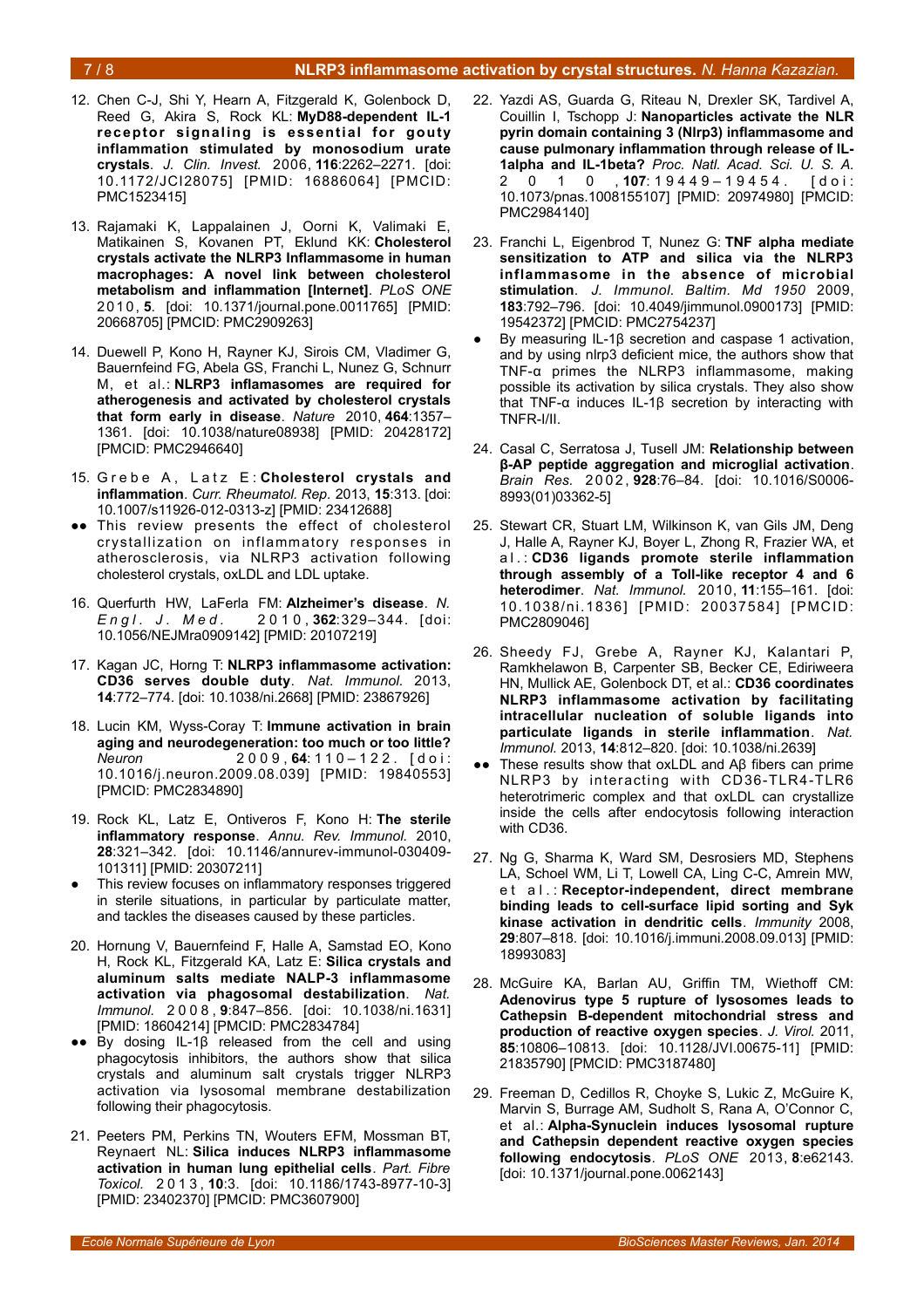12. Chen C-J, Shi Y, Hearn A, Fitzgerald K, Golenbock D, Reed G, Akira S, Rock KL: **MyD88-dependent IL-1 receptor signaling is essential for gouty inflammation stimulated by monosodium urate crystals**. *J. Clin. Invest.* 2006, **116**:2262–2271. [doi: 10.1172/JCI28075] [PMID: 16886064] [PMCID: PMC1523415]

13. Rajamaki K, Lappalainen J, Oorni K, Valimaki E, Matikainen S, Kovanen PT, Eklund KK: **Cholesterol crystals activate the NLRP3 Inflammasome in human macrophages: A novel link between cholesterol metabolism and inflammation [Internet]**. *PLoS ONE* 2010, **5**. [doi: 10.1371/journal.pone.0011765] [PMID: 20668705] [PMCID: PMC2909263]

14. Duewell P, Kono H, Rayner KJ, Sirois CM, Vladimer G, Bauernfeind FG, Abela GS, Franchi L, Nunez G, Schnurr M, et al.: **NLRP3 inflamasomes are required for atherogenesis and activated by cholesterol crystals that form early in disease**. *Nature* 2010, **464**:1357–1361. [doi: 10.1038/nature08938] [PMID: 20428172] [PMCID: PMC2946640]

15. Grebe A, Latz E: **Cholesterol crystals and inflammation**. *Curr. Rheumatol. Rep.* 2013, **15**:313. [doi: 10.1007/s11926-012-0313-z] [PMID: 23412688]

●● This review presents the effect of cholesterol crystallization on inflammatory responses in atherosclerosis, via NLRP3 activation following cholesterol crystals, oxLDL and LDL uptake.

16. Querfurth HW, LaFerla FM: **Alzheimer's disease**. *N. Engl. J. Med.* 2010, **362**:329–344. [doi: 10.1056/NEJMra0909142] [PMID: 20107219]

17. Kagan JC, Horng T: **NLRP3 inflammasome activation: CD36 serves double duty**. *Nat. Immunol.* 2013, **14**:772–774. [doi: 10.1038/ni.2668] [PMID: 23867926]

18. Lucin KM, Wyss-Coray T: **Immune activation in brain aging and neurodegeneration: too much or too little?** *Neuron* 2009, **64**:110–122. [doi: 10.1016/j.neuron.2009.08.039] [PMID: 19840553] [PMCID: PMC2834890]

19. Rock KL, Latz E, Ontiveros F, Kono H: **The sterile inflammatory response**. *Annu. Rev. Immunol.* 2010, **28**:321–342. [doi: 10.1146/annurev-immunol-030409-101311] [PMID: 20307211]

● This review focuses on inflammatory responses triggered in sterile situations, in particular by particulate matter, and tackles the diseases caused by these particles.

20. Hornung V, Bauernfeind F, Halle A, Samstad EO, Kono H, Rock KL, Fitzgerald KA, Latz E: **Silica crystals and aluminum salts mediate NALP-3 inflammasome activation via phagosomal destabilization**. *Nat. Immunol.* 2008, **9**:847–856. [doi: 10.1038/ni.1631] [PMID: 18604214] [PMCID: PMC2834784]

●● By dosing IL-1β released from the cell and using phagocytosis inhibitors, the authors show that silica crystals and aluminum salt crystals trigger NLRP3 activation via lysosomal membrane destabilization following their phagocytosis.

21. Peeters PM, Perkins TN, Wouters EFM, Mossman BT, Reynaert NL: **Silica induces NLRP3 inflammasome activation in human lung epithelial cells**. *Part. Fibre Toxicol.* 2013, **10**:3. [doi: 10.1186/1743-8977-10-3] [PMID: 23402370] [PMCID: PMC3607900]

22. Yazdi AS, Guarda G, Riteau N, Drexler SK, Tardivel A, Couillin I, Tschopp J: **Nanoparticles activate the NLR pyrin domain containing 3 (Nlrp3) inflammasome and cause pulmonary inflammation through release of IL-1alpha and IL-1beta?** *Proc. Natl. Acad. Sci. U. S. A.* 2010, **107**:19449–19454. [doi: 10.1073/pnas.1008155107] [PMID: 20974980] [PMCID: PMC2984140]

23. Franchi L, Eigenbrod T, Nunez G: **TNF alpha mediate sensitization to ATP and silica via the NLRP3 inflammasome in the absence of microbial stimulation**. *J. Immunol. Baltim. Md 1950* 2009, **183**:792–796. [doi: 10.4049/jimmunol.0900173] [PMID: 19542372] [PMCID: PMC2754237]

● By measuring IL-1β secretion and caspase 1 activation, and by using nlrp3 deficient mice, the authors show that TNF-α primes the NLRP3 inflammasome, making possible its activation by silica crystals. They also show that TNF-α induces IL-1β secretion by interacting with TNFR-I/II.

24. Casal C, Serratosa J, Tusell JM: **Relationship between β-AP peptide aggregation and microglial activation**. *Brain Res.* 2002, **928**:76–84. [doi: 10.1016/S0006-8993(01)03362-5]

25. Stewart CR, Stuart LM, Wilkinson K, van Gils JM, Deng J, Halle A, Rayner KJ, Boyer L, Zhong R, Frazier WA, et al.: **CD36 ligands promote sterile inflammation through assembly of a Toll-like receptor 4 and 6 heterodimer**. *Nat. Immunol.* 2010, **11**:155–161. [doi: 10.1038/ni.1836] [PMID: 20037584] [PMCID: PMC2809046]

26. Sheedy FJ, Grebe A, Rayner KJ, Kalantari P, Ramkhelawon B, Carpenter SB, Becker CE, Ediriweera HN, Mullick AE, Golenbock DT, et al.: **CD36 coordinates NLRP3 inflammasome activation by facilitating intracellular nucleation of soluble ligands into particulate ligands in sterile inflammation**. *Nat. Immunol.* 2013, **14**:812–820. [doi: 10.1038/ni.2639]

●● These results show that oxLDL and Aβ fibers can prime NLRP3 by interacting with CD36-TLR4-TLR6 heterotrimeric complex and that oxLDL can crystallize inside the cells after endocytosis following interaction with CD36.

27. Ng G, Sharma K, Ward SM, Desrosiers MD, Stephens LA, Schoel WM, Li T, Lowell CA, Ling C-C, Amrein MW, et al.: **Receptor-independent, direct membrane binding leads to cell-surface lipid sorting and Syk kinase activation in dendritic cells**. *Immunity* 2008, **29**:807–818. [doi: 10.1016/j.immuni.2008.09.013] [PMID: 18993083]

28. McGuire KA, Barlan AU, Griffin TM, Wiethoff CM: **Adenovirus type 5 rupture of lysosomes leads to Cathepsin B-dependent mitochondrial stress and production of reactive oxygen species**. *J. Virol.* 2011, **85**:10806–10813. [doi: 10.1128/JVI.00675-11] [PMID: 21835790] [PMCID: PMC3187480]

29. Freeman D, Cedillos R, Choyke S, Lukic Z, McGuire K, Marvin S, Burrage AM, Sudholt S, Rana A, O'Connor C, et al.: **Alpha-Synuclein induces lysosomal rupture and Cathepsin dependent reactive oxygen species following endocytosis**. *PLoS ONE* 2013, **8**:e62143. [doi: 10.1371/journal.pone.0062143]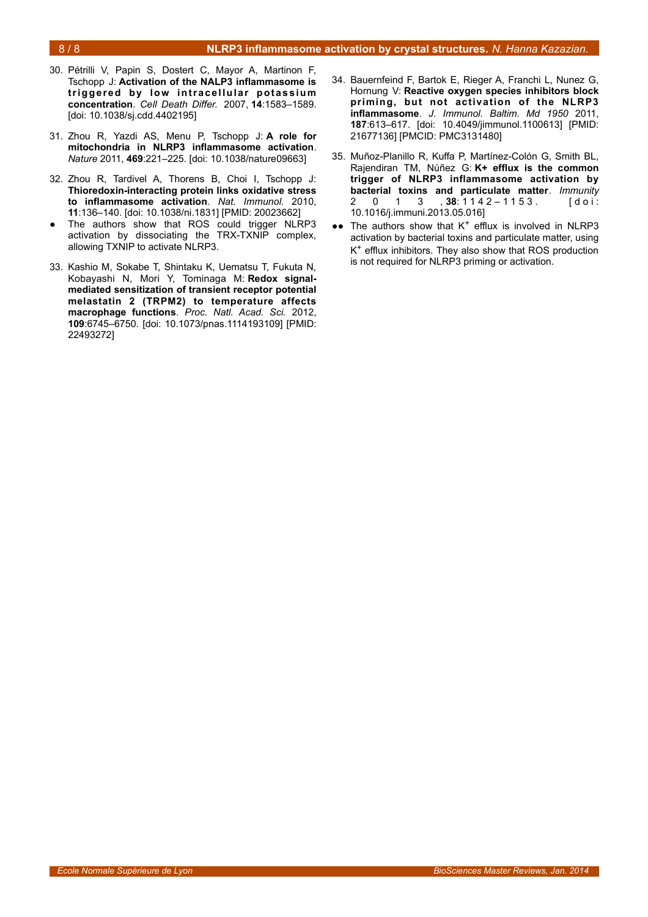30. Pétrilli V, Papin S, Dostert C, Mayor A, Martinon F, Tschopp J: **Activation of the NALP3 inflammasome is triggered by low intracellular potassium concentration**. *Cell Death Differ.* 2007, **14**:1583–1589. [doi: 10.1038/sj.cdd.4402195]

31. Zhou R, Yazdi AS, Menu P, Tschopp J: **A role for mitochondria in NLRP3 inflammasome activation**. *Nature* 2011, **469**:221–225. [doi: 10.1038/nature09663]

32. Zhou R, Tardivel A, Thorens B, Choi I, Tschopp J: **Thioredoxin-interacting protein links oxidative stress to inflammasome activation**. *Nat. Immunol.* 2010, **11**:136–140. [doi: 10.1038/ni.1831] [PMID: 20023662]

- ● The authors show that ROS could trigger NLRP3 activation by dissociating the TRX-TXNIP complex, allowing TXNIP to activate NLRP3.

33. Kashio M, Sokabe T, Shintaku K, Uematsu T, Fukuta N, Kobayashi N, Mori Y, Tominaga M: **Redox signal-mediated sensitization of transient receptor potential melastatin 2 (TRPM2) to temperature affects macrophage functions**. *Proc. Natl. Acad. Sci.* 2012, **109**:6745–6750. [doi: 10.1073/pnas.1114193109] [PMID: 22493272]

34. Bauernfeind F, Bartok E, Rieger A, Franchi L, Nunez G, Hornung V: **Reactive oxygen species inhibitors block priming, but not activation of the NLRP3 inflammasome**. *J. Immunol. Baltim. Md 1950* 2011, **187**:613–617. [doi: 10.4049/jimmunol.1100613] [PMID: 21677136] [PMCID: PMC3131480]

35. Muñoz-Planillo R, Kuffa P, Martínez-Colón G, Smith BL, Rajendiran TM, Núñez G: **K+ efflux is the common trigger of NLRP3 inflammasome activation by bacterial toxins and particulate matter**. *Immunity* 2013, **38**:1142–1153. [doi: 10.1016/j.immuni.2013.05.016]

- ●● The authors show that $K^+$ efflux is involved in NLRP3 activation by bacterial toxins and particulate matter, using $K^+$ efflux inhibitors. They also show that ROS production is not required for NLRP3 priming or activation.